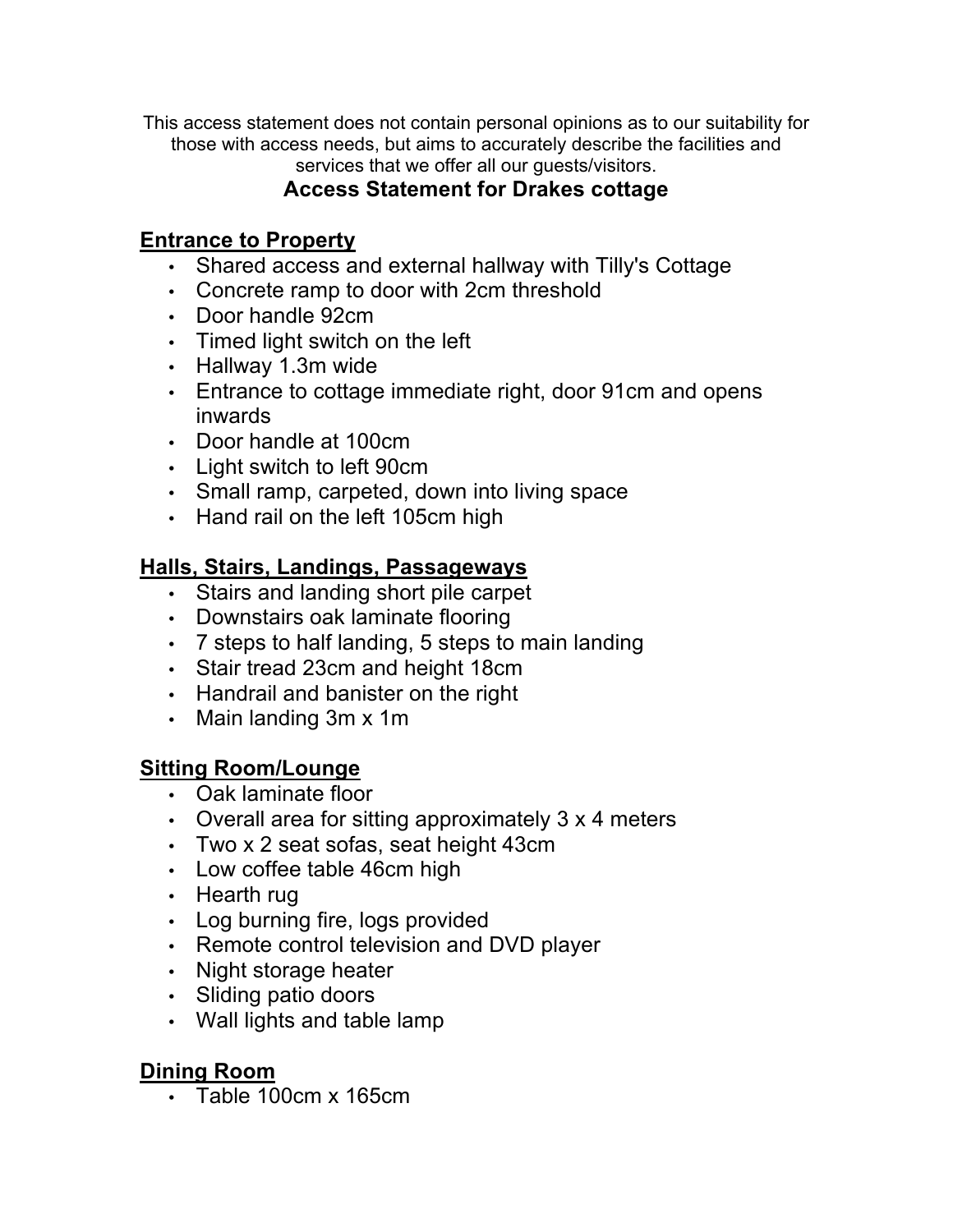This access statement does not contain personal opinions as to our suitability for those with access needs, but aims to accurately describe the facilities and services that we offer all our guests/visitors.

# Access Statement for Drakes cottage

## Entrance to Property

- Shared access and external hallway with Tilly's Cottage
- Concrete ramp to door with 2cm threshold
- Door handle 92cm
- Timed light switch on the left
- Hallway 1.3m wide
- Entrance to cottage immediate right, door 91cm and opens inwards
- Door handle at 100cm
- Light switch to left 90cm
- Small ramp, carpeted, down into living space
- Hand rail on the left 105cm high

## Halls, Stairs, Landings, Passageways

- Stairs and landing short pile carpet
- Downstairs oak laminate flooring
- 7 steps to half landing, 5 steps to main landing
- Stair tread 23cm and height 18cm
- Handrail and banister on the right
- Main landing 3m x 1m

## Sitting Room/Lounge

- Oak laminate floor
- Overall area for sitting approximately 3 x 4 meters
- Two x 2 seat sofas, seat height 43cm
- Low coffee table 46cm high
- Hearth rug
- Log burning fire, logs provided
- Remote control television and DVD player
- Night storage heater
- Sliding patio doors
- Wall lights and table lamp

## Dining Room

- Table 100cm x 165cm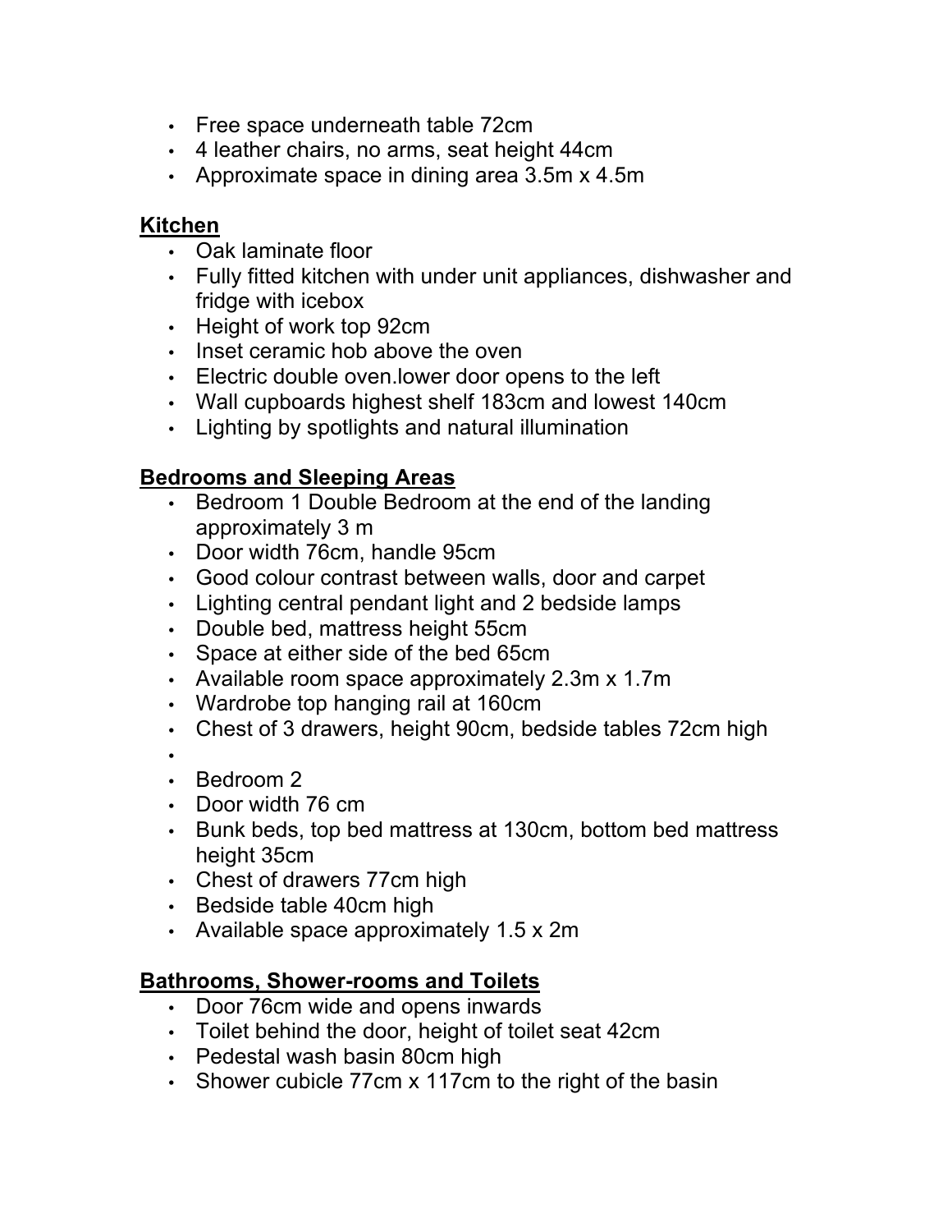- Free space underneath table 72cm
- 4 leather chairs, no arms, seat height 44cm
- Approximate space in dining area 3.5m x 4.5m

## Kitchen

- Oak laminate floor
- Fully fitted kitchen with under unit appliances, dishwasher and fridge with icebox
- Height of work top 92cm
- Inset ceramic hob above the oven
- Electric double oven.lower door opens to the left
- Wall cupboards highest shelf 183cm and lowest 140cm
- Lighting by spotlights and natural illumination

## Bedrooms and Sleeping Areas

- Bedroom 1 Double Bedroom at the end of the landing approximately 3 m
- Door width 76cm, handle 95cm
- Good colour contrast between walls, door and carpet
- Lighting central pendant light and 2 bedside lamps
- Double bed, mattress height 55cm
- Space at either side of the bed 65cm
- Available room space approximately 2.3m x 1.7m
- Wardrobe top hanging rail at 160cm
- Chest of 3 drawers, height 90cm, bedside tables 72cm high
- 
- Bedroom 2
- Door width 76 cm
- Bunk beds, top bed mattress at 130cm, bottom bed mattress height 35cm
- Chest of drawers 77cm high
- Bedside table 40cm high
- Available space approximately 1.5 x 2m

## Bathrooms, Shower-rooms and Toilets

- Door 76cm wide and opens inwards
- Toilet behind the door, height of toilet seat 42cm
- Pedestal wash basin 80cm high
- Shower cubicle 77cm x 117cm to the right of the basin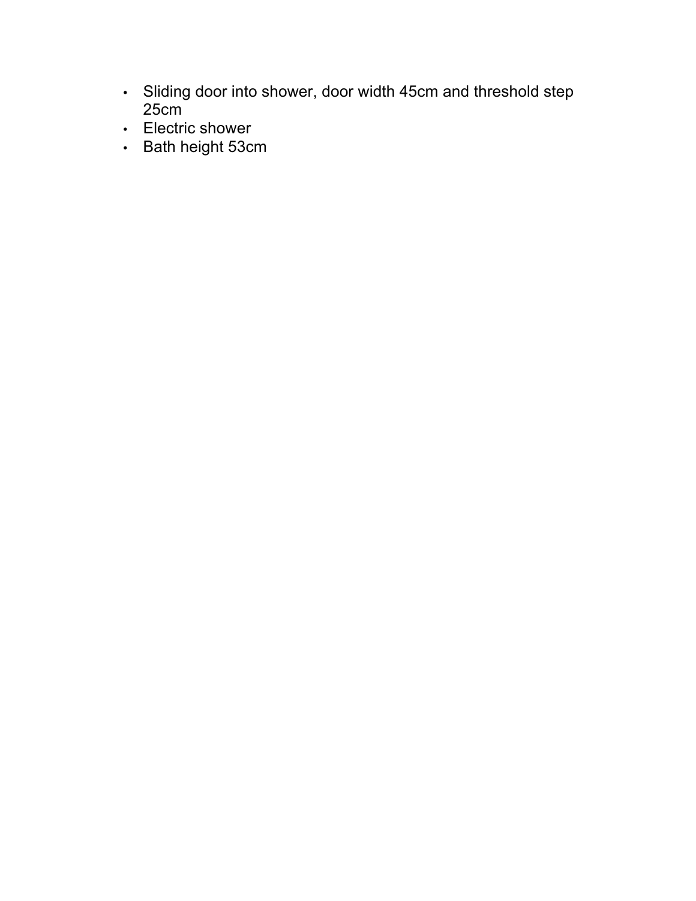- Sliding door into shower, door width 45cm and threshold step 25cm
- Electric shower
- Bath height 53cm